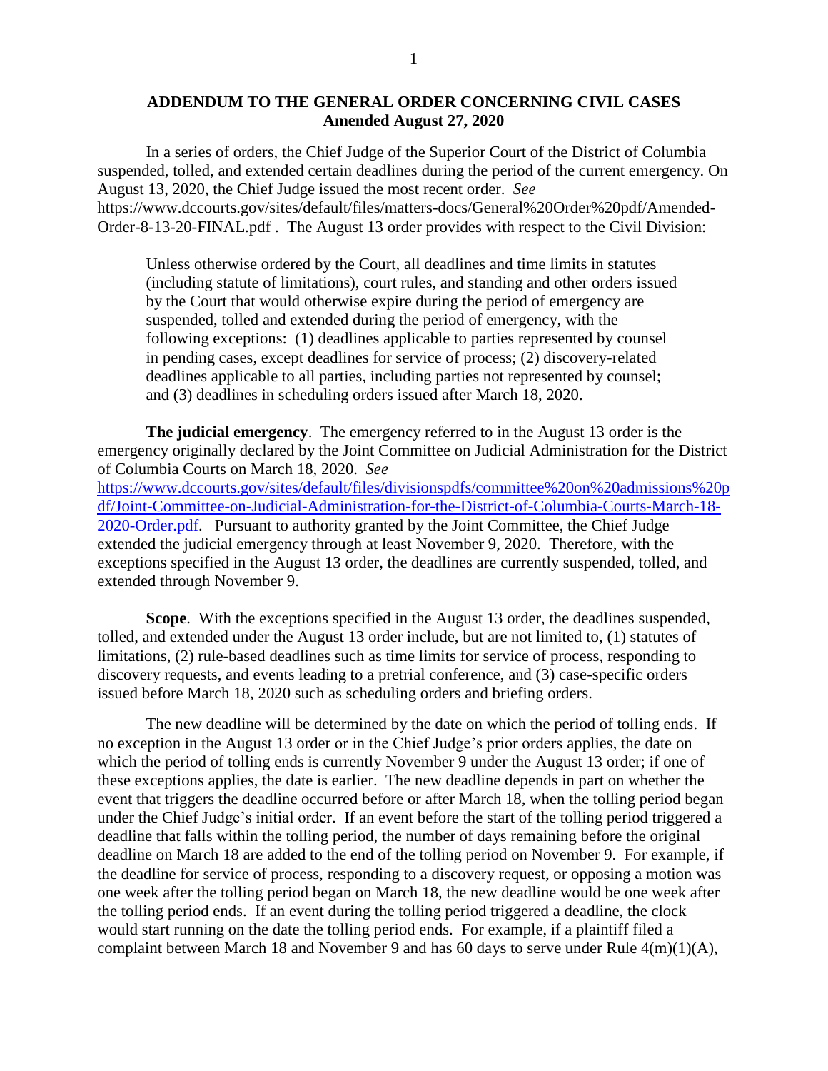**ADDENDUM TO THE GENERAL ORDER CONCERNING CIVIL CASES**
**Amended August 27, 2020**

In a series of orders, the Chief Judge of the Superior Court of the District of Columbia suspended, tolled, and extended certain deadlines during the period of the current emergency. On August 13, 2020, the Chief Judge issued the most recent order. *See* https://www.dccourts.gov/sites/default/files/matters-docs/General%20Order%20pdf/Amended-Order-8-13-20-FINAL.pdf . The August 13 order provides with respect to the Civil Division:

> Unless otherwise ordered by the Court, all deadlines and time limits in statutes (including statute of limitations), court rules, and standing and other orders issued by the Court that would otherwise expire during the period of emergency are suspended, tolled and extended during the period of emergency, with the following exceptions: (1) deadlines applicable to parties represented by counsel in pending cases, except deadlines for service of process; (2) discovery-related deadlines applicable to all parties, including parties not represented by counsel; and (3) deadlines in scheduling orders issued after March 18, 2020.

**The judicial emergency**. The emergency referred to in the August 13 order is the emergency originally declared by the Joint Committee on Judicial Administration for the District of Columbia Courts on March 18, 2020. *See* https://www.dccourts.gov/sites/default/files/divisionspdfs/committee%20on%20admissions%20pdf/Joint-Committee-on-Judicial-Administration-for-the-District-of-Columbia-Courts-March-18-2020-Order.pdf. Pursuant to authority granted by the Joint Committee, the Chief Judge extended the judicial emergency through at least November 9, 2020. Therefore, with the exceptions specified in the August 13 order, the deadlines are currently suspended, tolled, and extended through November 9.

**Scope**. With the exceptions specified in the August 13 order, the deadlines suspended, tolled, and extended under the August 13 order include, but are not limited to, (1) statutes of limitations, (2) rule-based deadlines such as time limits for service of process, responding to discovery requests, and events leading to a pretrial conference, and (3) case-specific orders issued before March 18, 2020 such as scheduling orders and briefing orders.

The new deadline will be determined by the date on which the period of tolling ends. If no exception in the August 13 order or in the Chief Judge's prior orders applies, the date on which the period of tolling ends is currently November 9 under the August 13 order; if one of these exceptions applies, the date is earlier. The new deadline depends in part on whether the event that triggers the deadline occurred before or after March 18, when the tolling period began under the Chief Judge's initial order. If an event before the start of the tolling period triggered a deadline that falls within the tolling period, the number of days remaining before the original deadline on March 18 are added to the end of the tolling period on November 9. For example, if the deadline for service of process, responding to a discovery request, or opposing a motion was one week after the tolling period began on March 18, the new deadline would be one week after the tolling period ends. If an event during the tolling period triggered a deadline, the clock would start running on the date the tolling period ends. For example, if a plaintiff filed a complaint between March 18 and November 9 and has 60 days to serve under Rule 4(m)(1)(A),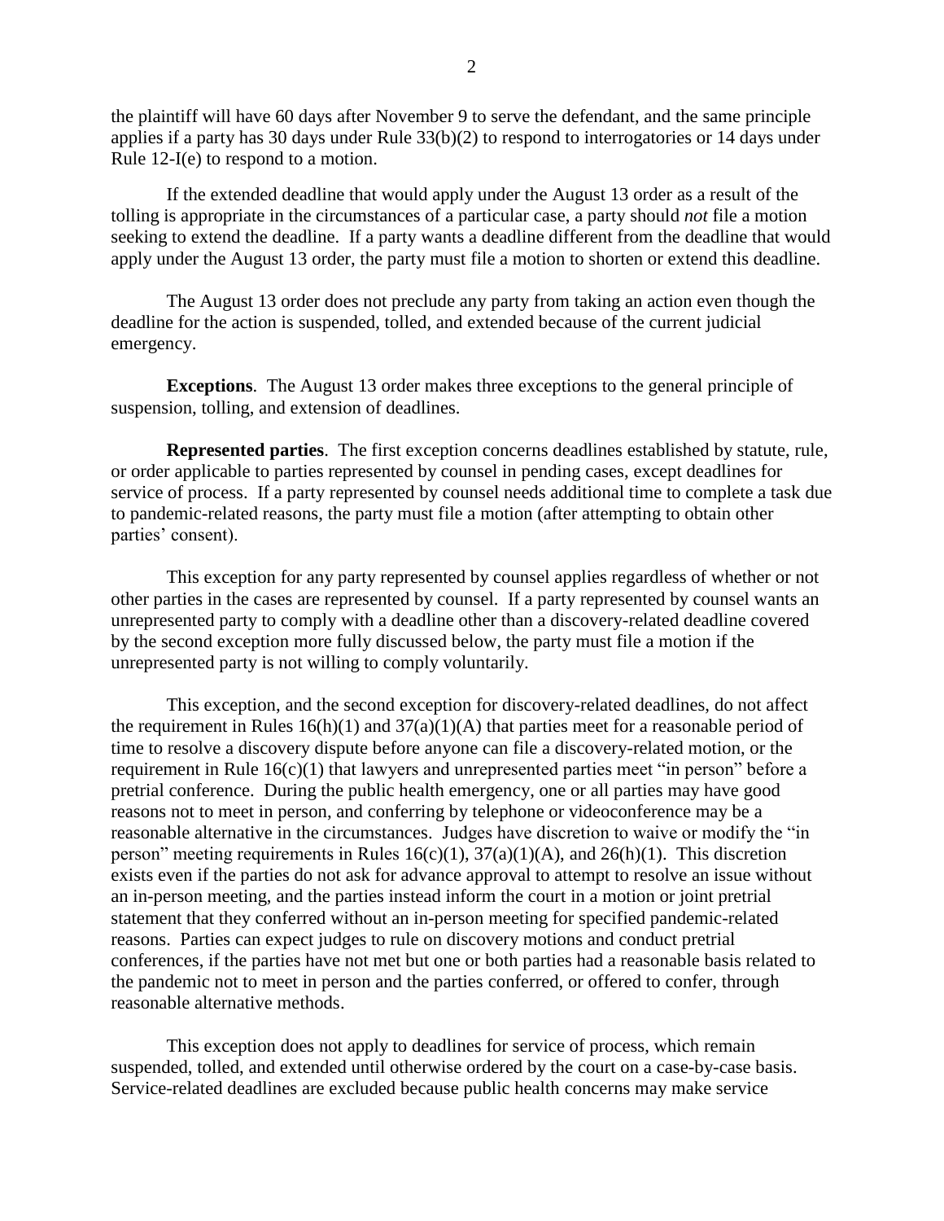the plaintiff will have 60 days after November 9 to serve the defendant, and the same principle applies if a party has 30 days under Rule 33(b)(2) to respond to interrogatories or 14 days under Rule 12-I(e) to respond to a motion.

If the extended deadline that would apply under the August 13 order as a result of the tolling is appropriate in the circumstances of a particular case, a party should *not* file a motion seeking to extend the deadline. If a party wants a deadline different from the deadline that would apply under the August 13 order, the party must file a motion to shorten or extend this deadline.

The August 13 order does not preclude any party from taking an action even though the deadline for the action is suspended, tolled, and extended because of the current judicial emergency.

**Exceptions**. The August 13 order makes three exceptions to the general principle of suspension, tolling, and extension of deadlines.

**Represented parties**. The first exception concerns deadlines established by statute, rule, or order applicable to parties represented by counsel in pending cases, except deadlines for service of process. If a party represented by counsel needs additional time to complete a task due to pandemic-related reasons, the party must file a motion (after attempting to obtain other parties' consent).

This exception for any party represented by counsel applies regardless of whether or not other parties in the cases are represented by counsel. If a party represented by counsel wants an unrepresented party to comply with a deadline other than a discovery-related deadline covered by the second exception more fully discussed below, the party must file a motion if the unrepresented party is not willing to comply voluntarily.

This exception, and the second exception for discovery-related deadlines, do not affect the requirement in Rules 16(h)(1) and 37(a)(1)(A) that parties meet for a reasonable period of time to resolve a discovery dispute before anyone can file a discovery-related motion, or the requirement in Rule 16(c)(1) that lawyers and unrepresented parties meet "in person" before a pretrial conference. During the public health emergency, one or all parties may have good reasons not to meet in person, and conferring by telephone or videoconference may be a reasonable alternative in the circumstances. Judges have discretion to waive or modify the "in person" meeting requirements in Rules 16(c)(1), 37(a)(1)(A), and 26(h)(1). This discretion exists even if the parties do not ask for advance approval to attempt to resolve an issue without an in-person meeting, and the parties instead inform the court in a motion or joint pretrial statement that they conferred without an in-person meeting for specified pandemic-related reasons. Parties can expect judges to rule on discovery motions and conduct pretrial conferences, if the parties have not met but one or both parties had a reasonable basis related to the pandemic not to meet in person and the parties conferred, or offered to confer, through reasonable alternative methods.

This exception does not apply to deadlines for service of process, which remain suspended, tolled, and extended until otherwise ordered by the court on a case-by-case basis. Service-related deadlines are excluded because public health concerns may make service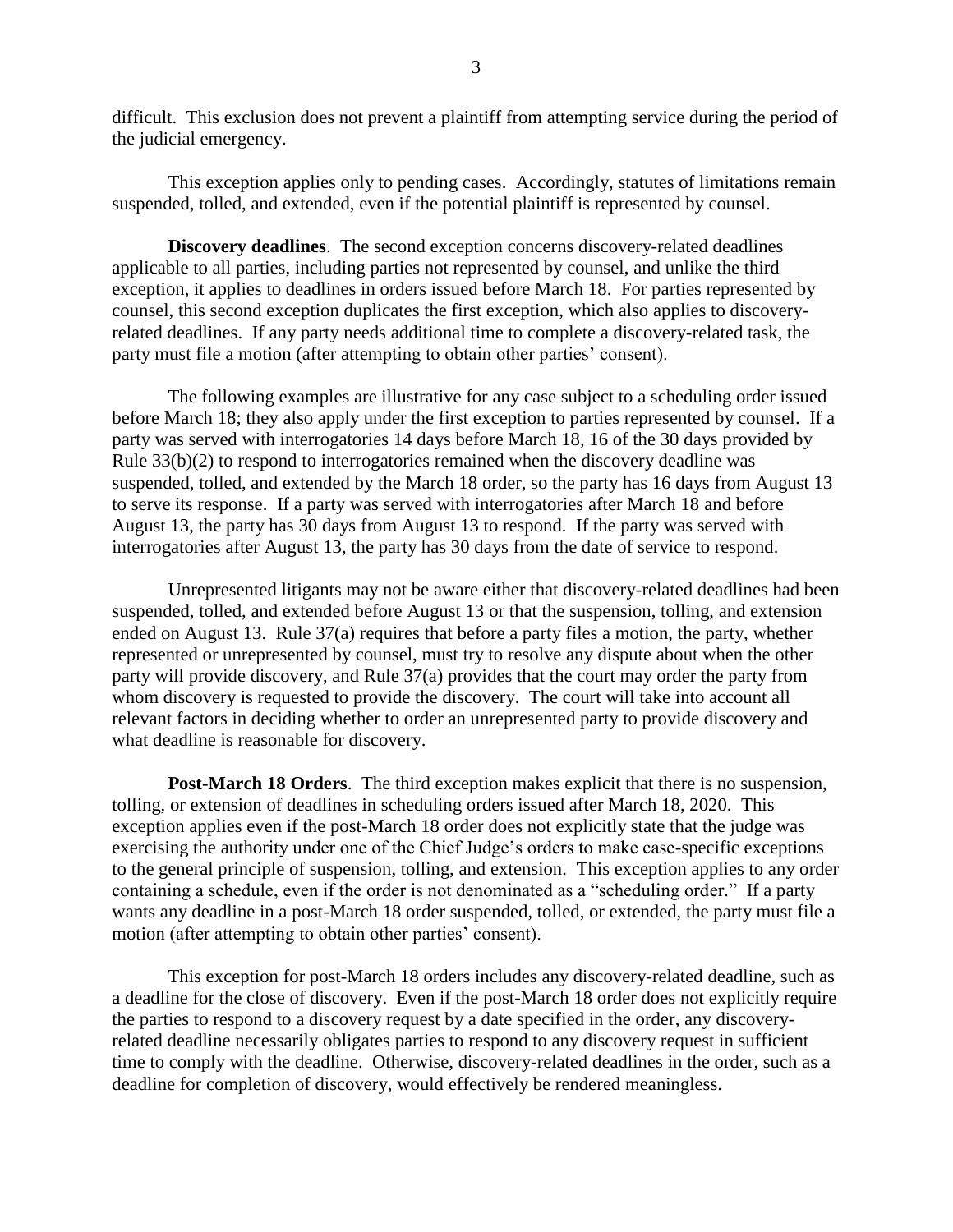difficult. This exclusion does not prevent a plaintiff from attempting service during the period of the judicial emergency.

This exception applies only to pending cases. Accordingly, statutes of limitations remain suspended, tolled, and extended, even if the potential plaintiff is represented by counsel.

**Discovery deadlines**. The second exception concerns discovery-related deadlines applicable to all parties, including parties not represented by counsel, and unlike the third exception, it applies to deadlines in orders issued before March 18. For parties represented by counsel, this second exception duplicates the first exception, which also applies to discovery-related deadlines. If any party needs additional time to complete a discovery-related task, the party must file a motion (after attempting to obtain other parties' consent).

The following examples are illustrative for any case subject to a scheduling order issued before March 18; they also apply under the first exception to parties represented by counsel. If a party was served with interrogatories 14 days before March 18, 16 of the 30 days provided by Rule 33(b)(2) to respond to interrogatories remained when the discovery deadline was suspended, tolled, and extended by the March 18 order, so the party has 16 days from August 13 to serve its response. If a party was served with interrogatories after March 18 and before August 13, the party has 30 days from August 13 to respond. If the party was served with interrogatories after August 13, the party has 30 days from the date of service to respond.

Unrepresented litigants may not be aware either that discovery-related deadlines had been suspended, tolled, and extended before August 13 or that the suspension, tolling, and extension ended on August 13. Rule 37(a) requires that before a party files a motion, the party, whether represented or unrepresented by counsel, must try to resolve any dispute about when the other party will provide discovery, and Rule 37(a) provides that the court may order the party from whom discovery is requested to provide the discovery. The court will take into account all relevant factors in deciding whether to order an unrepresented party to provide discovery and what deadline is reasonable for discovery.

**Post-March 18 Orders**. The third exception makes explicit that there is no suspension, tolling, or extension of deadlines in scheduling orders issued after March 18, 2020. This exception applies even if the post-March 18 order does not explicitly state that the judge was exercising the authority under one of the Chief Judge's orders to make case-specific exceptions to the general principle of suspension, tolling, and extension. This exception applies to any order containing a schedule, even if the order is not denominated as a "scheduling order." If a party wants any deadline in a post-March 18 order suspended, tolled, or extended, the party must file a motion (after attempting to obtain other parties' consent).

This exception for post-March 18 orders includes any discovery-related deadline, such as a deadline for the close of discovery. Even if the post-March 18 order does not explicitly require the parties to respond to a discovery request by a date specified in the order, any discovery-related deadline necessarily obligates parties to respond to any discovery request in sufficient time to comply with the deadline. Otherwise, discovery-related deadlines in the order, such as a deadline for completion of discovery, would effectively be rendered meaningless.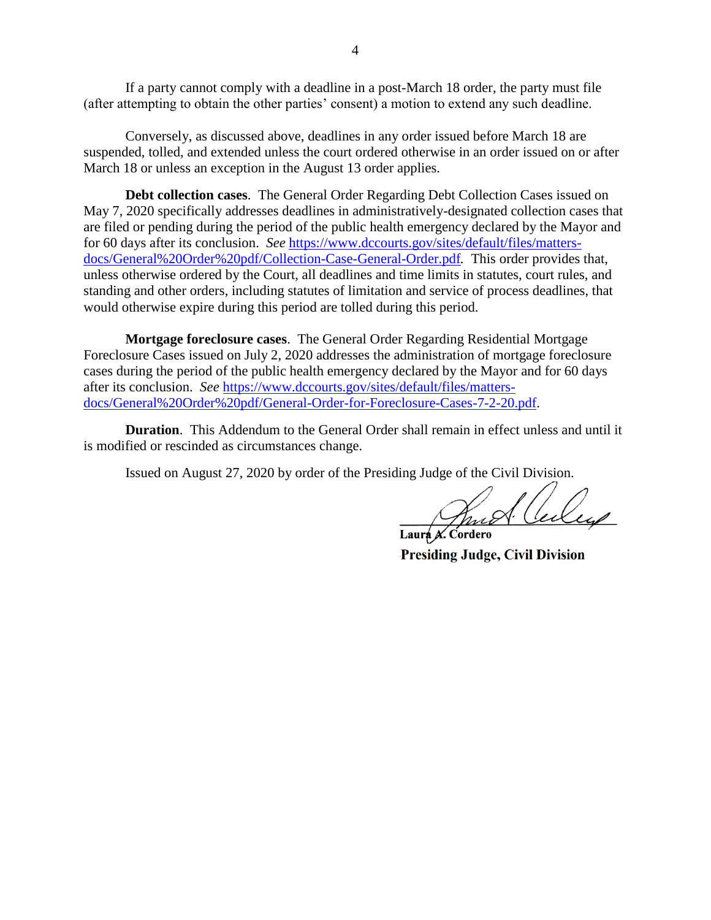If a party cannot comply with a deadline in a post-March 18 order, the party must file (after attempting to obtain the other parties' consent) a motion to extend any such deadline.

Conversely, as discussed above, deadlines in any order issued before March 18 are suspended, tolled, and extended unless the court ordered otherwise in an order issued on or after March 18 or unless an exception in the August 13 order applies.

**Debt collection cases**. The General Order Regarding Debt Collection Cases issued on May 7, 2020 specifically addresses deadlines in administratively-designated collection cases that are filed or pending during the period of the public health emergency declared by the Mayor and for 60 days after its conclusion. *See* https://www.dccourts.gov/sites/default/files/matters-docs/General%20Order%20pdf/Collection-Case-General-Order.pdf. This order provides that, unless otherwise ordered by the Court, all deadlines and time limits in statutes, court rules, and standing and other orders, including statutes of limitation and service of process deadlines, that would otherwise expire during this period are tolled during this period.

**Mortgage foreclosure cases**. The General Order Regarding Residential Mortgage Foreclosure Cases issued on July 2, 2020 addresses the administration of mortgage foreclosure cases during the period of the public health emergency declared by the Mayor and for 60 days after its conclusion. *See* https://www.dccourts.gov/sites/default/files/matters-docs/General%20Order%20pdf/General-Order-for-Foreclosure-Cases-7-2-20.pdf.

**Duration**. This Addendum to the General Order shall remain in effect unless and until it is modified or rescinded as circumstances change.

Issued on August 27, 2020 by order of the Presiding Judge of the Civil Division.

**Laura A. Cordero**
**Presiding Judge, Civil Division**